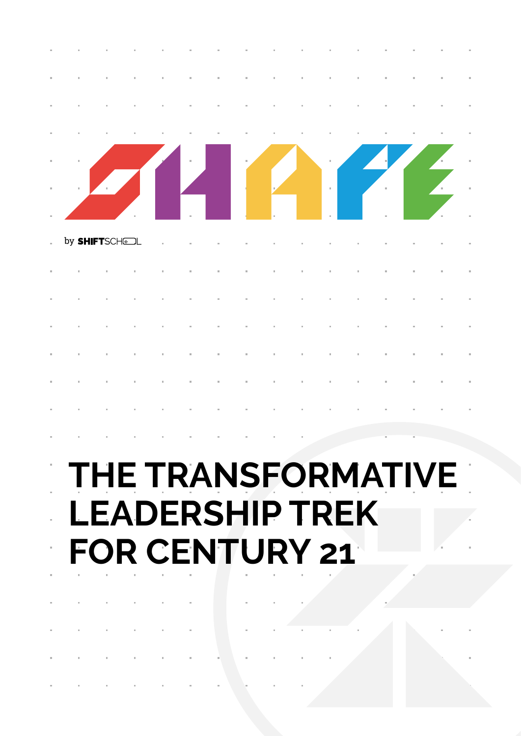# SHAPE

by SHIFTSCHOOL

# THE TRANSFORMATIVE LEADERSHIP TREK FOR CENTURY 21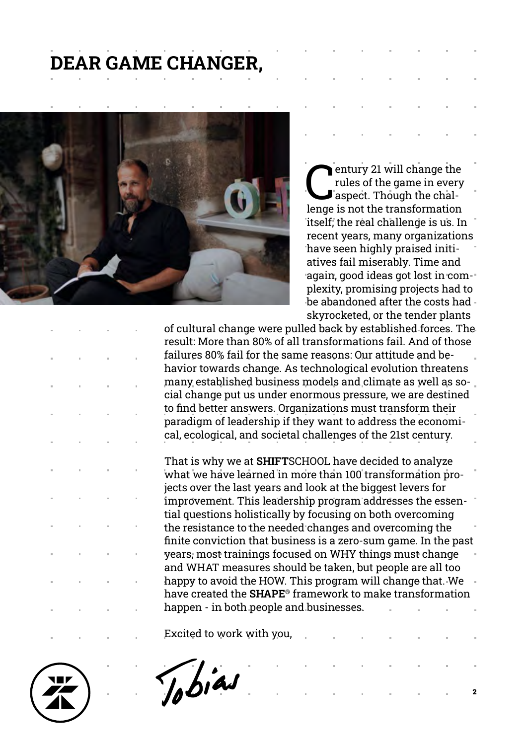# DEAR GAME CHANGER,

Century 21 will change the rules of the game in every aspect. Though the challenge is not the transformation itself, the real challenge is us. In recent years, many organizations have seen highly praised initiatives fail miserably. Time and again, good ideas got lost in complexity, promising projects had to be abandoned after the costs had skyrocketed, or the tender plants of cultural change were pulled back by established forces. The result: More than 80% of all transformations fail. And of those failures 80% fail for the same reasons: Our attitude and behavior towards change. As technological evolution threatens many established business models and climate as well as social change put us under enormous pressure, we are destined to find better answers. Organizations must transform their paradigm of leadership if they want to address the economical, ecological, and societal challenges of the 21st century.

That is why we at **SHIFT**SCHOOL have decided to analyze what we have learned in more than 100 transformation projects over the last years and look at the biggest levers for improvement. This leadership program addresses the essential questions holistically by focusing on both overcoming the resistance to the needed changes and overcoming the finite conviction that business is a zero-sum game. In the past years, most trainings focused on WHY things must change and WHAT measures should be taken, but people are all too happy to avoid the HOW. This program will change that. We have created the **SHAPE**® framework to make transformation happen - in both people and businesses.

Excited to work with you,

Tobias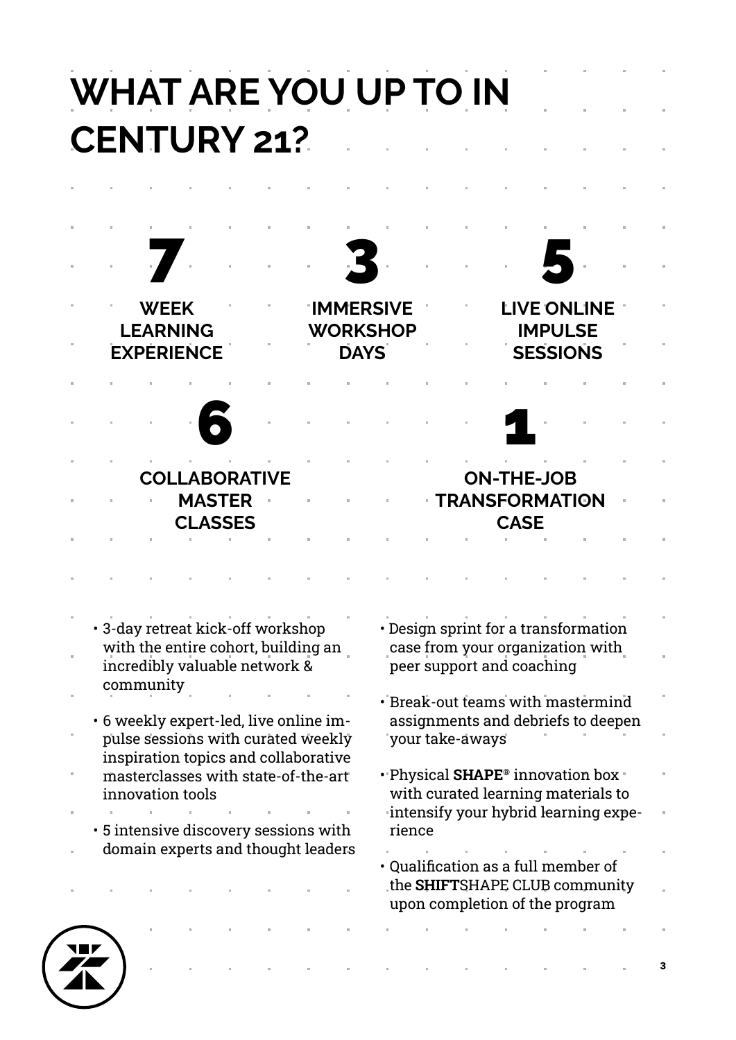# WHAT ARE YOU UP TO IN CENTURY 21?

**7**
**WEEK LEARNING EXPERIENCE**

**3**
**IMMERSIVE WORKSHOP DAYS**

**5**
**LIVE ONLINE IMPULSE SESSIONS**

**6**
**COLLABORATIVE MASTER CLASSES**

**1**
**ON-THE-JOB TRANSFORMATION CASE**

- 3-day retreat kick-off workshop with the entire cohort, building an incredibly valuable network & community
- 6 weekly expert-led, live online impulse sessions with curated weekly inspiration topics and collaborative masterclasses with state-of-the-art innovation tools
- 5 intensive discovery sessions with domain experts and thought leaders
- Design sprint for a transformation case from your organization with peer support and coaching
- Break-out teams with mastermind assignments and debriefs to deepen your take-aways
- Physical **SHAPE**® innovation box with curated learning materials to intensify your hybrid learning experience
- Qualification as a full member of the **SHIFT**SHAPE CLUB community upon completion of the program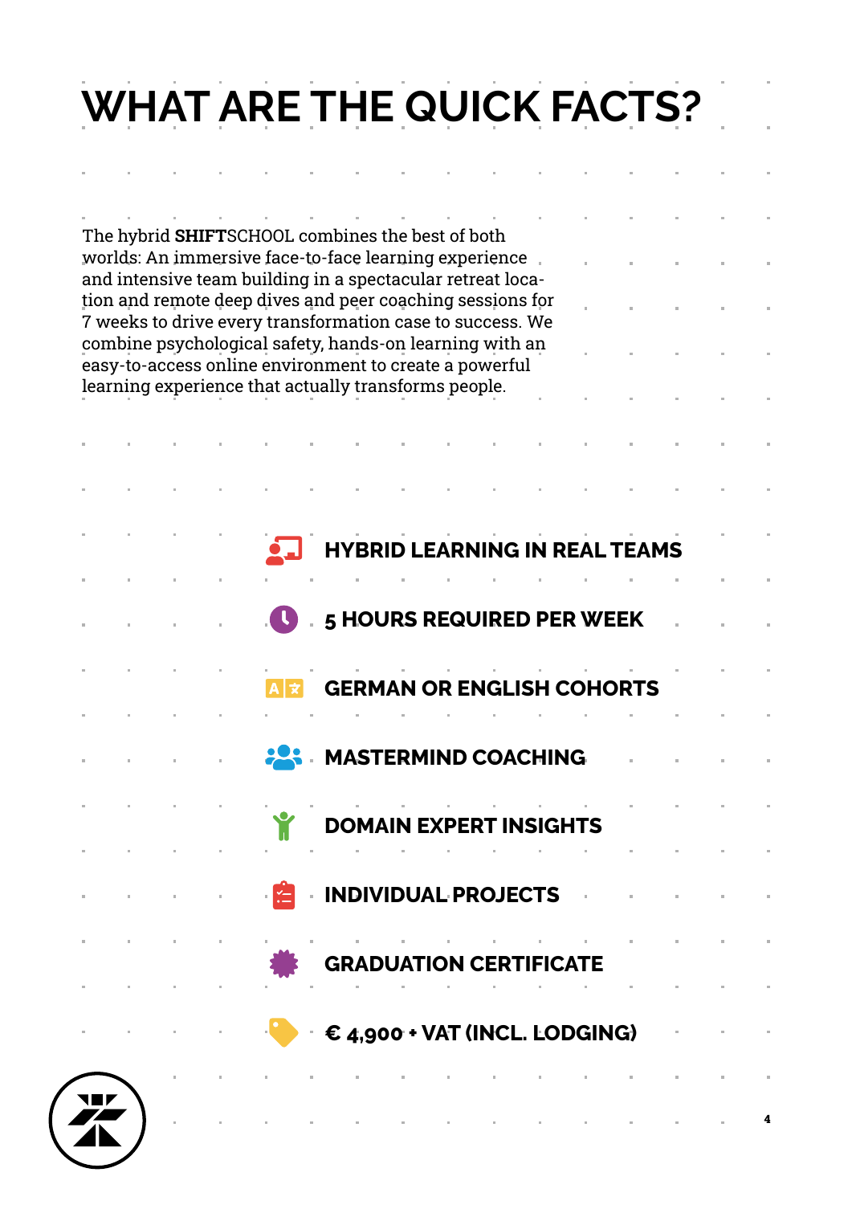# WHAT ARE THE QUICK FACTS?

The hybrid **SHIFT**SCHOOL combines the best of both worlds: An immersive face-to-face learning experience and intensive team building in a spectacular retreat location and remote deep dives and peer coaching sessions for 7 weeks to drive every transformation case to success. We combine psychological safety, hands-on learning with an easy-to-access online environment to create a powerful learning experience that actually transforms people.

- **HYBRID LEARNING IN REAL TEAMS**
- **5 HOURS REQUIRED PER WEEK**
- **GERMAN OR ENGLISH COHORTS**
- **MASTERMIND COACHING**
- **DOMAIN EXPERT INSIGHTS**
- **INDIVIDUAL PROJECTS**
- **GRADUATION CERTIFICATE**
- **€ 4,900 + VAT (INCL. LODGING)**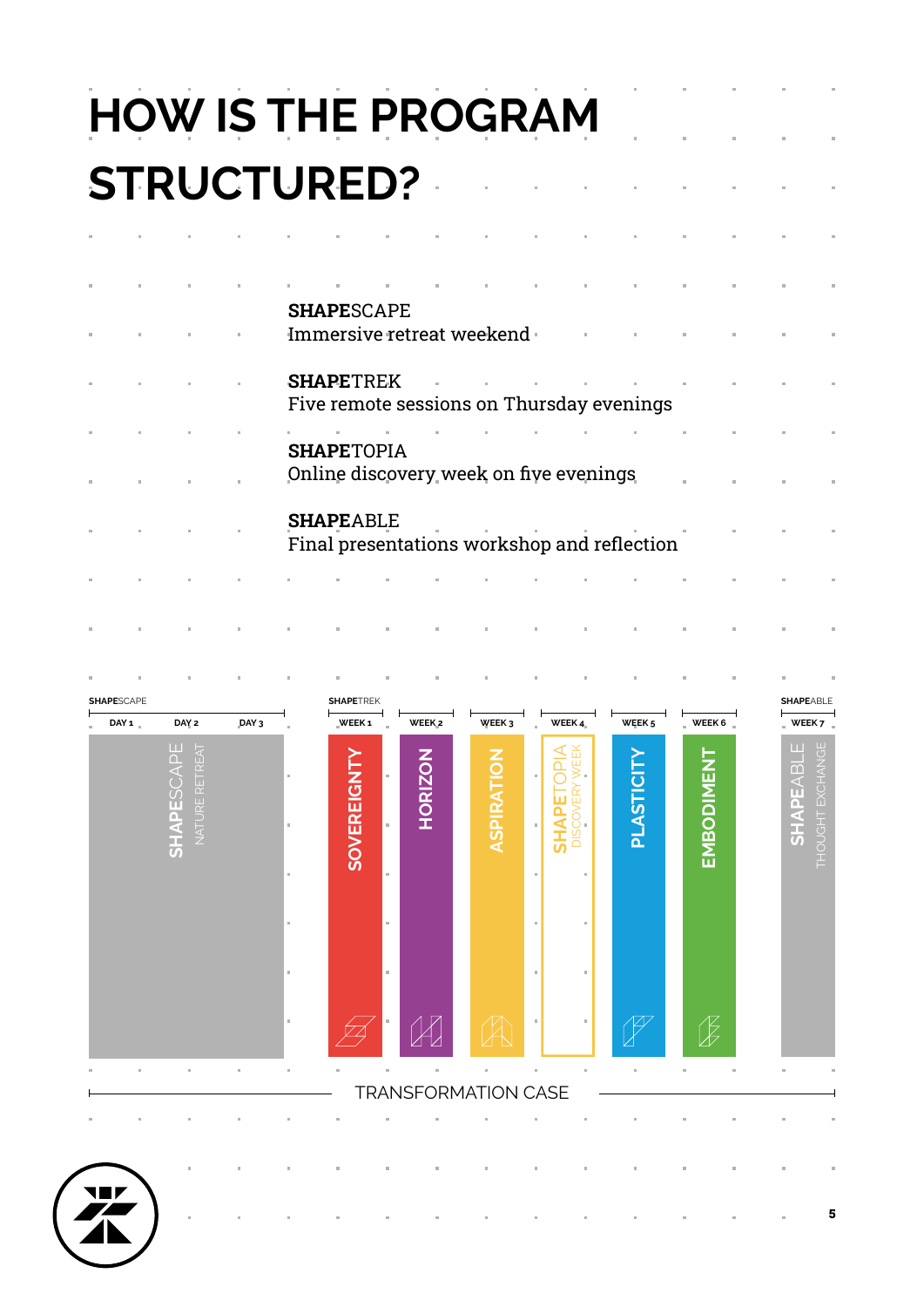# HOW IS THE PROGRAM STRUCTURED?

**SHAPE**SCAPE
Immersive retreat weekend

**SHAPE**TREK
Five remote sessions on Thursday evenings

**SHAPE**TOPIA
Online discovery week on five evenings

**SHAPE**ABLE
Final presentations workshop and reflection

| **SHAPE**SCAPE | | | **SHAPE**TREK | | | | | | **SHAPE**ABLE |
|---|---|---|---|---|---|---|---|---|---|
| DAY 1 | DAY 2 | DAY 3 | WEEK 1 | WEEK 2 | WEEK 3 | WEEK 4 | WEEK 5 | WEEK 6 | WEEK 7 |
| **SHAPE**SCAPE NATURE RETREAT | | | SOVEREIGNTY | HORIZON | ASPIRATION | **SHAPE**TOPIA DISCOVERY WEEK | PLASTICITY | EMBODIMENT | **SHAPE**ABLE THOUGHT EXCHANGE |

TRANSFORMATION CASE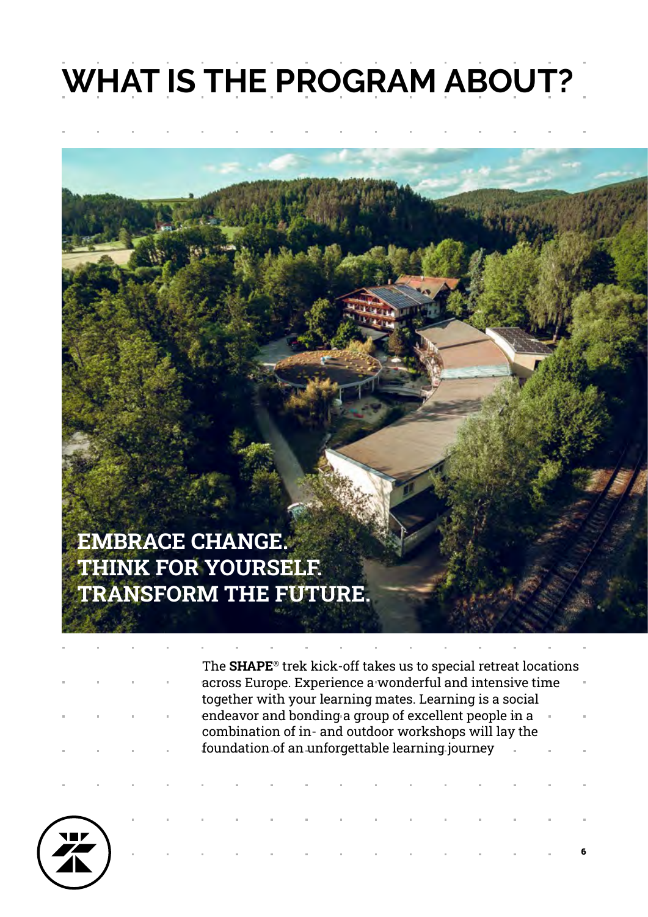# WHAT IS THE PROGRAM ABOUT?

**EMBRACE CHANGE.**
**THINK FOR YOURSELF.**
**TRANSFORM THE FUTURE.**

The **SHAPE**® trek kick-off takes us to special retreat locations across Europe. Experience a wonderful and intensive time together with your learning mates. Learning is a social endeavor and bonding a group of excellent people in a combination of in- and outdoor workshops will lay the foundation of an unforgettable learning journey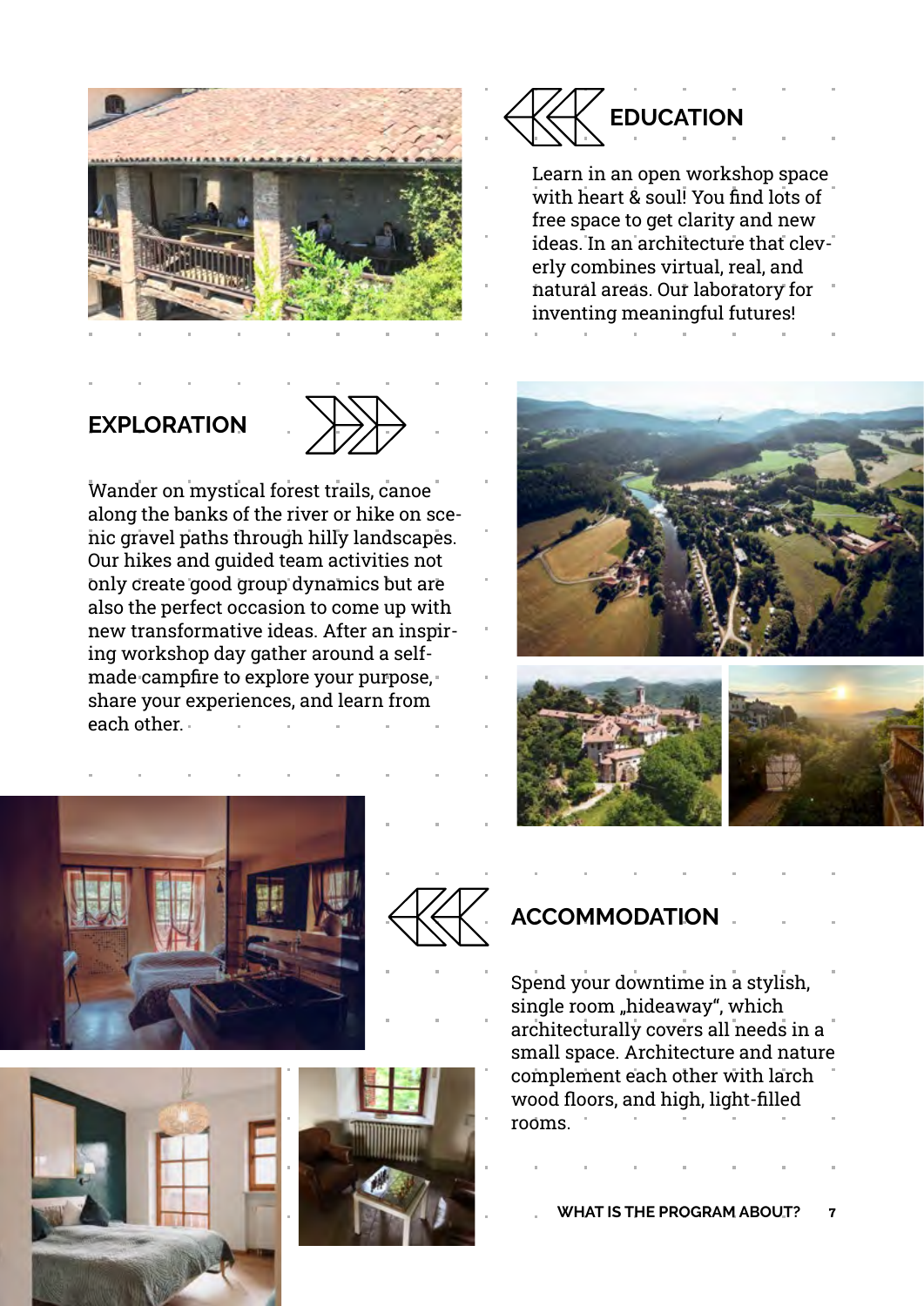## EDUCATION

Learn in an open workshop space with heart & soul! You find lots of free space to get clarity and new ideas. In an architecture that cleverly combines virtual, real, and natural areas. Our laboratory for inventing meaningful futures!

## EXPLORATION

Wander on mystical forest trails, canoe along the banks of the river or hike on scenic gravel paths through hilly landscapes. Our hikes and guided team activities not only create good group dynamics but are also the perfect occasion to come up with new transformative ideas. After an inspiring workshop day gather around a self-made campfire to explore your purpose, share your experiences, and learn from each other.

## ACCOMMODATION

Spend your downtime in a stylish, single room „hideaway“, which architecturally covers all needs in a small space. Architecture and nature complement each other with larch wood floors, and high, light-filled rooms.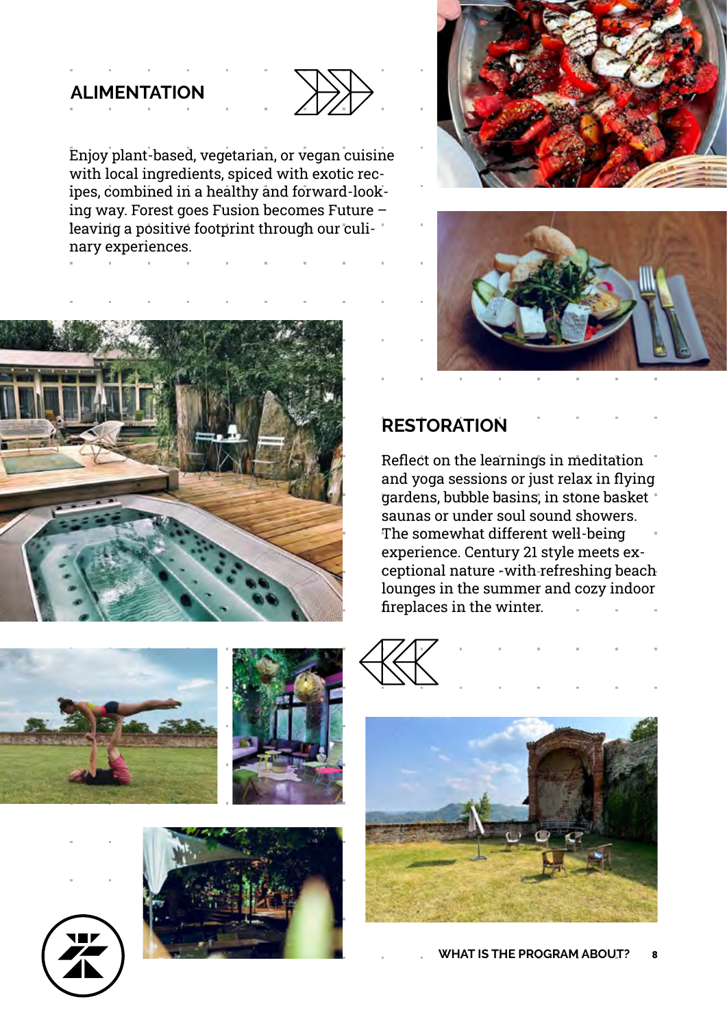## ALIMENTATION

Enjoy plant-based, vegetarian, or vegan cuisine with local ingredients, spiced with exotic recipes, combined in a healthy and forward-looking way. Forest goes Fusion becomes Future – leaving a positive footprint through our culinary experiences.

## RESTORATION

Reflect on the learnings in meditation and yoga sessions or just relax in flying gardens, bubble basins, in stone basket saunas or under soul sound showers. The somewhat different well-being experience. Century 21 style meets exceptional nature -with refreshing beach lounges in the summer and cozy indoor fireplaces in the winter.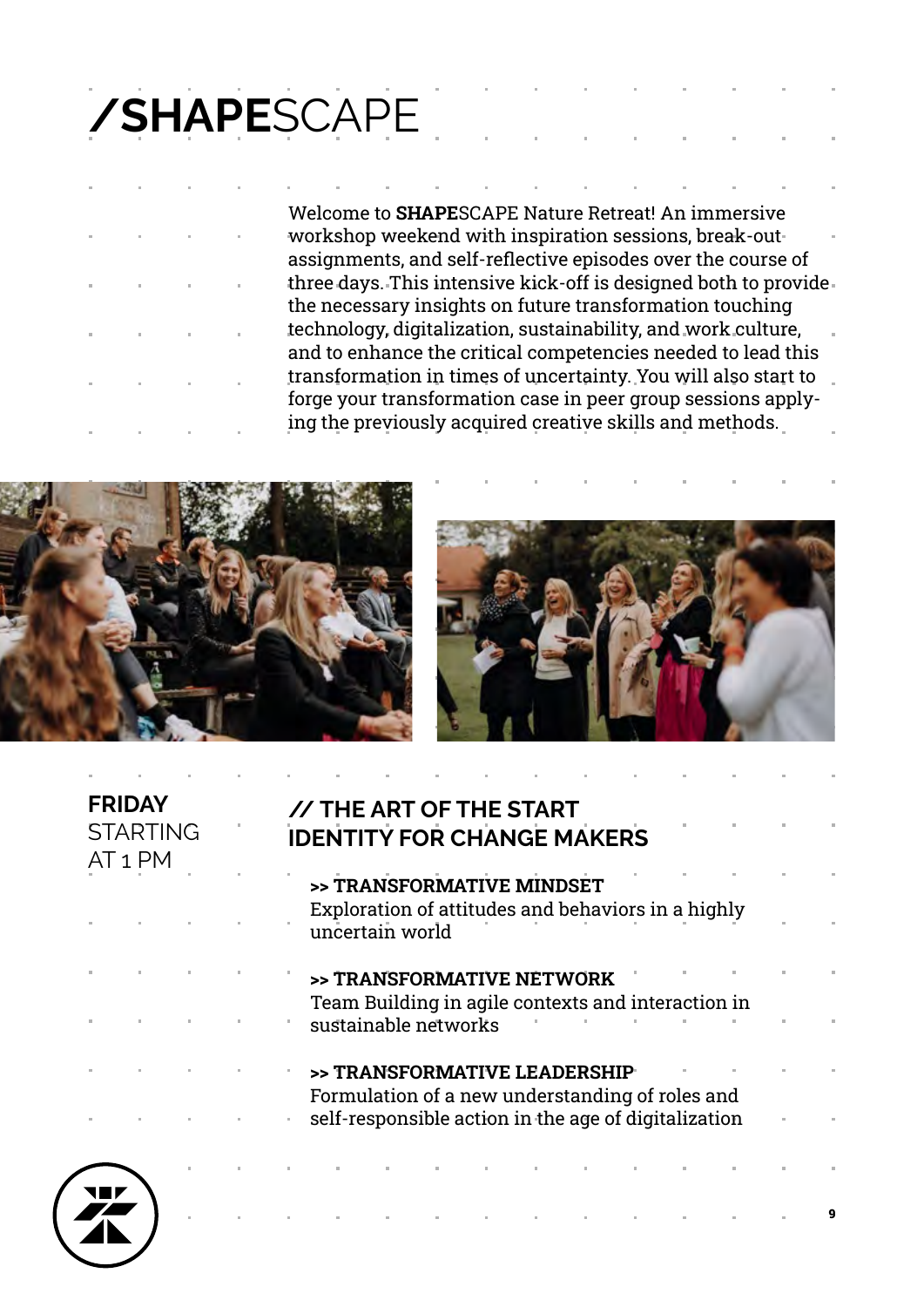# /**SHAPE**SCAPE

Welcome to **SHAPE**SCAPE Nature Retreat! An immersive workshop weekend with inspiration sessions, break-out assignments, and self-reflective episodes over the course of three days. This intensive kick-off is designed both to provide the necessary insights on future transformation touching technology, digitalization, sustainability, and work culture, and to enhance the critical competencies needed to lead this transformation in times of uncertainty. You will also start to forge your transformation case in peer group sessions applying the previously acquired creative skills and methods.

**FRIDAY**
STARTING AT 1 PM

## // THE ART OF THE START IDENTITY FOR CHANGE MAKERS

**>> TRANSFORMATIVE MINDSET**
Exploration of attitudes and behaviors in a highly uncertain world

**>> TRANSFORMATIVE NETWORK**
Team Building in agile contexts and interaction in sustainable networks

**>> TRANSFORMATIVE LEADERSHIP**
Formulation of a new understanding of roles and self-responsible action in the age of digitalization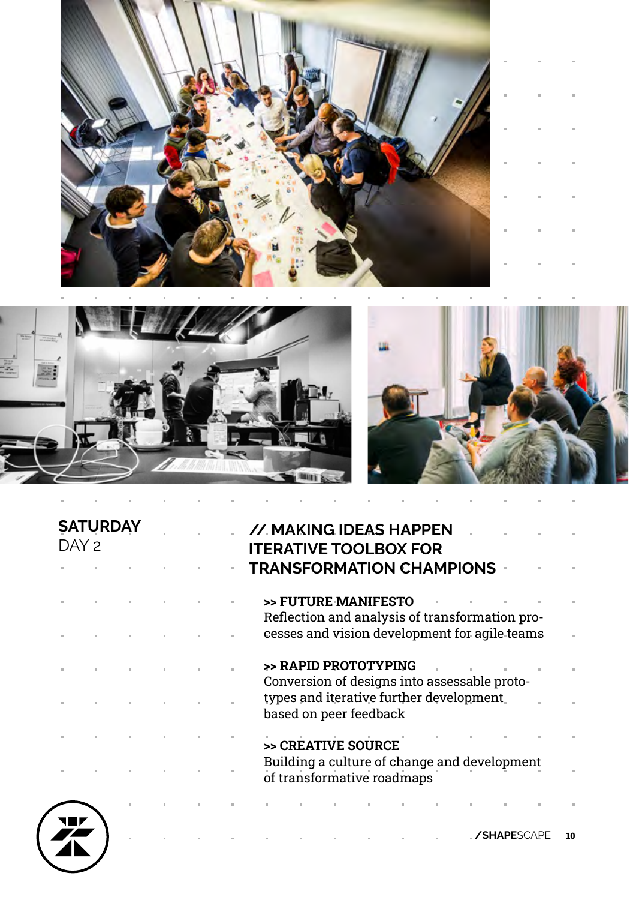## SATURDAY
DAY 2

## // MAKING IDEAS HAPPEN ITERATIVE TOOLBOX FOR TRANSFORMATION CHAMPIONS

**>> FUTURE MANIFESTO**
Reflection and analysis of transformation processes and vision development for agile teams

**>> RAPID PROTOTYPING**
Conversion of designs into assessable prototypes and iterative further development based on peer feedback

**>> CREATIVE SOURCE**
Building a culture of change and development of transformative roadmaps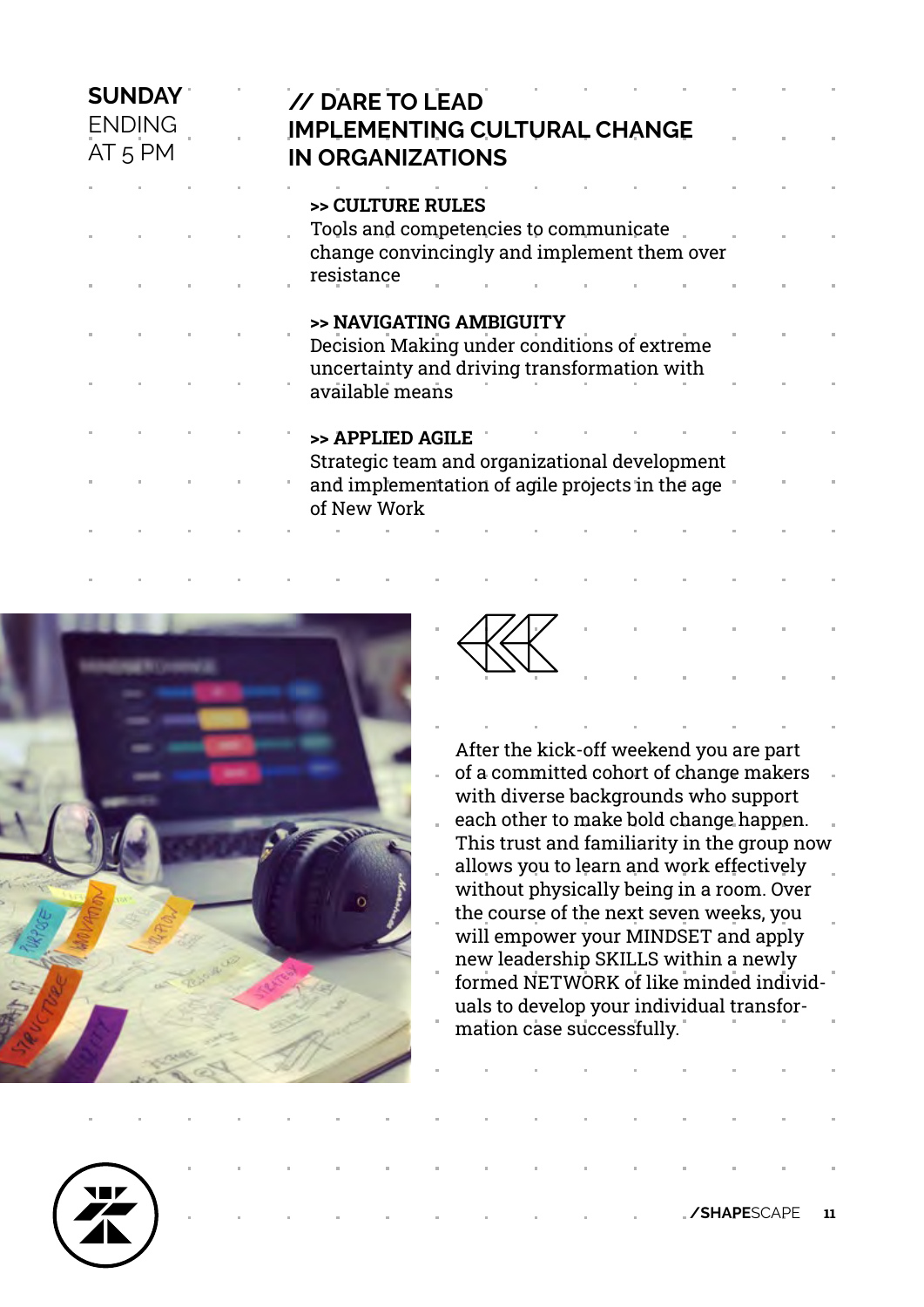**SUNDAY**
ENDING
AT 5 PM

## // DARE TO LEAD IMPLEMENTING CULTURAL CHANGE IN ORGANIZATIONS

**>> CULTURE RULES**
Tools and competencies to communicate change convincingly and implement them over resistance

**>> NAVIGATING AMBIGUITY**
Decision Making under conditions of extreme uncertainty and driving transformation with available means

**>> APPLIED AGILE**
Strategic team and organizational development and implementation of agile projects in the age of New Work

After the kick-off weekend you are part of a committed cohort of change makers with diverse backgrounds who support each other to make bold change happen. This trust and familiarity in the group now allows you to learn and work effectively without physically being in a room. Over the course of the next seven weeks, you will empower your MINDSET and apply new leadership SKILLS within a newly formed NETWORK of like minded individuals to develop your individual transformation case successfully.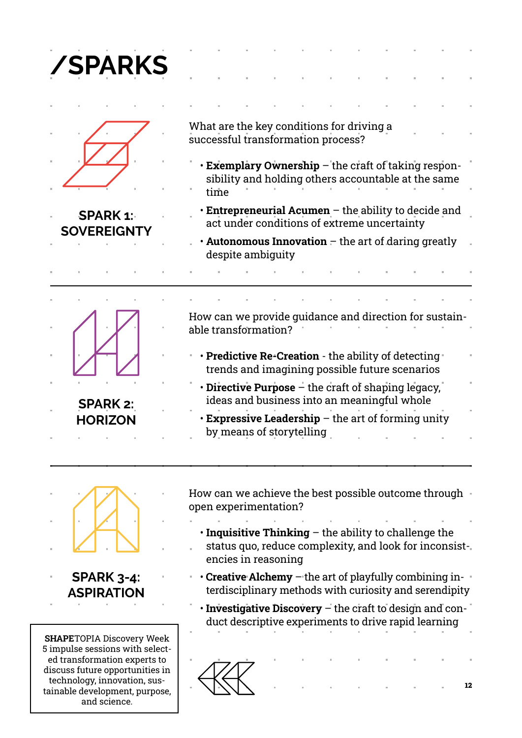# /SPARKS

## SPARK 1: SOVEREIGNTY

What are the key conditions for driving a successful transformation process?

- **Exemplary Ownership** – the craft of taking responsibility and holding others accountable at the same time
- **Entrepreneurial Acumen** – the ability to decide and act under conditions of extreme uncertainty
- **Autonomous Innovation** – the art of daring greatly despite ambiguity

## SPARK 2: HORIZON

How can we provide guidance and direction for sustainable transformation?

- **Predictive Re-Creation** - the ability of detecting trends and imagining possible future scenarios
- **Directive Purpose** – the craft of shaping legacy, ideas and business into an meaningful whole
- **Expressive Leadership** – the art of forming unity by means of storytelling

## SPARK 3-4: ASPIRATION

How can we achieve the best possible outcome through open experimentation?

- **Inquisitive Thinking** – the ability to challenge the status quo, reduce complexity, and look for inconsistencies in reasoning
- **Creative Alchemy** – the art of playfully combining interdisciplinary methods with curiosity and serendipity
- **Investigative Discovery** – the craft to design and conduct descriptive experiments to drive rapid learning

**SHAPE**TOPIA Discovery Week
5 impulse sessions with selected transformation experts to discuss future opportunities in technology, innovation, sustainable development, purpose, and science.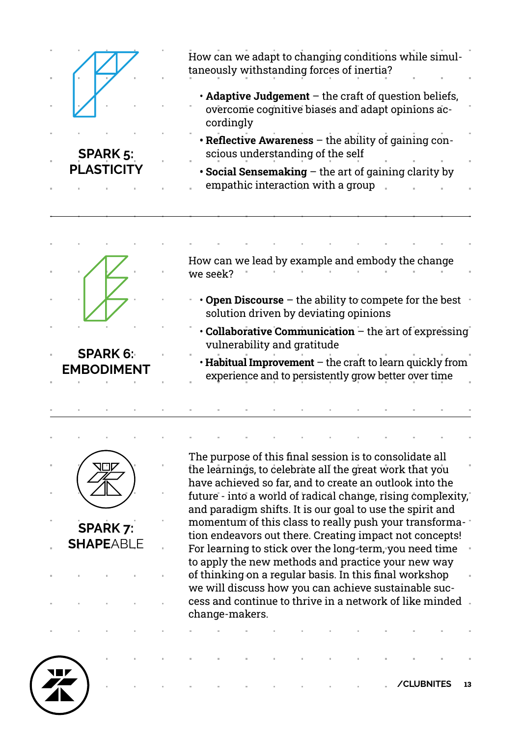## SPARK 5: PLASTICITY

How can we adapt to changing conditions while simultaneously withstanding forces of inertia?

- **Adaptive Judgement** – the craft of question beliefs, overcome cognitive biases and adapt opinions accordingly
- **Reflective Awareness** – the ability of gaining conscious understanding of the self
- **Social Sensemaking** – the art of gaining clarity by empathic interaction with a group

---

## SPARK 6: EMBODIMENT

How can we lead by example and embody the change we seek?

- **Open Discourse** – the ability to compete for the best solution driven by deviating opinions
- **Collaborative Communication** – the art of expressing vulnerability and gratitude
- **Habitual Improvement** – the craft to learn quickly from experience and to persistently grow better over time

---

## SPARK 7: SHAPEABLE

The purpose of this final session is to consolidate all the learnings, to celebrate all the great work that you have achieved so far, and to create an outlook into the future - into a world of radical change, rising complexity, and paradigm shifts. It is our goal to use the spirit and momentum of this class to really push your transformation endeavors out there. Creating impact not concepts! For learning to stick over the long-term, you need time to apply the new methods and practice your new way of thinking on a regular basis. In this final workshop we will discuss how you can achieve sustainable success and continue to thrive in a network of like minded change-makers.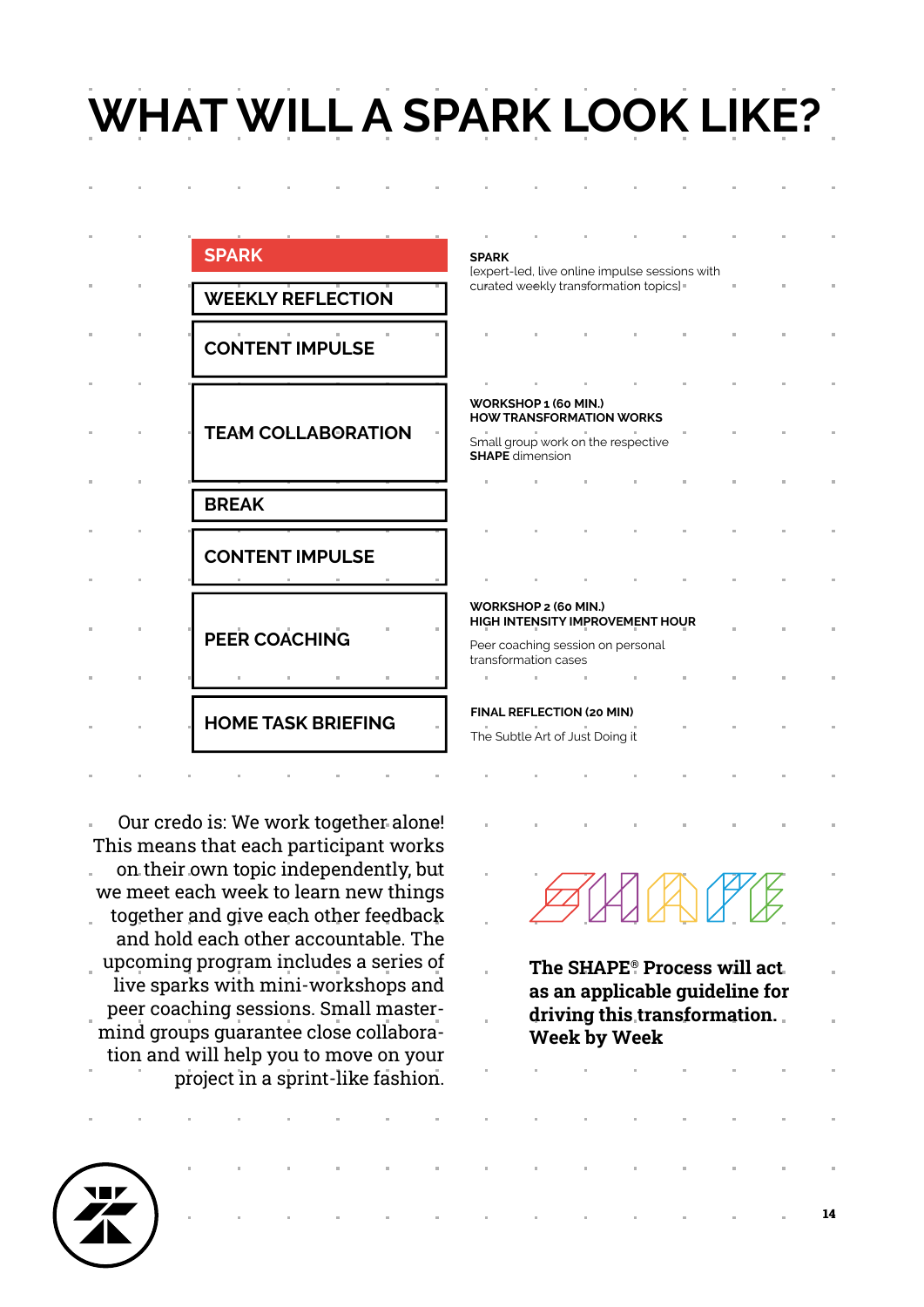# WHAT WILL A SPARK LOOK LIKE?

| Agenda | Description |
|---|---|
| **SPARK** | **SPARK** [expert-led, live online impulse sessions with curated weekly transformation topics] |
| **WEEKLY REFLECTION** | |
| **CONTENT IMPULSE** | |
| **TEAM COLLABORATION** | **WORKSHOP 1 (60 MIN.) HOW TRANSFORMATION WORKS** Small group work on the respective **SHAPE** dimension |
| **BREAK** | |
| **CONTENT IMPULSE** | |
| **PEER COACHING** | **WORKSHOP 2 (60 MIN.) HIGH INTENSITY IMPROVEMENT HOUR** Peer coaching session on personal transformation cases |
| **HOME TASK BRIEFING** | **FINAL REFLECTION (20 MIN)** The Subtle Art of Just Doing it |

Our credo is: We work together alone! This means that each participant works on their own topic independently, but we meet each week to learn new things together and give each other feedback and hold each other accountable. The upcoming program includes a series of live sparks with mini-workshops and peer coaching sessions. Small master-mind groups guarantee close collaboration and will help you to move on your project in a sprint-like fashion.

SHAPE

**The SHAPE® Process will act as an applicable guideline for driving this transformation. Week by Week**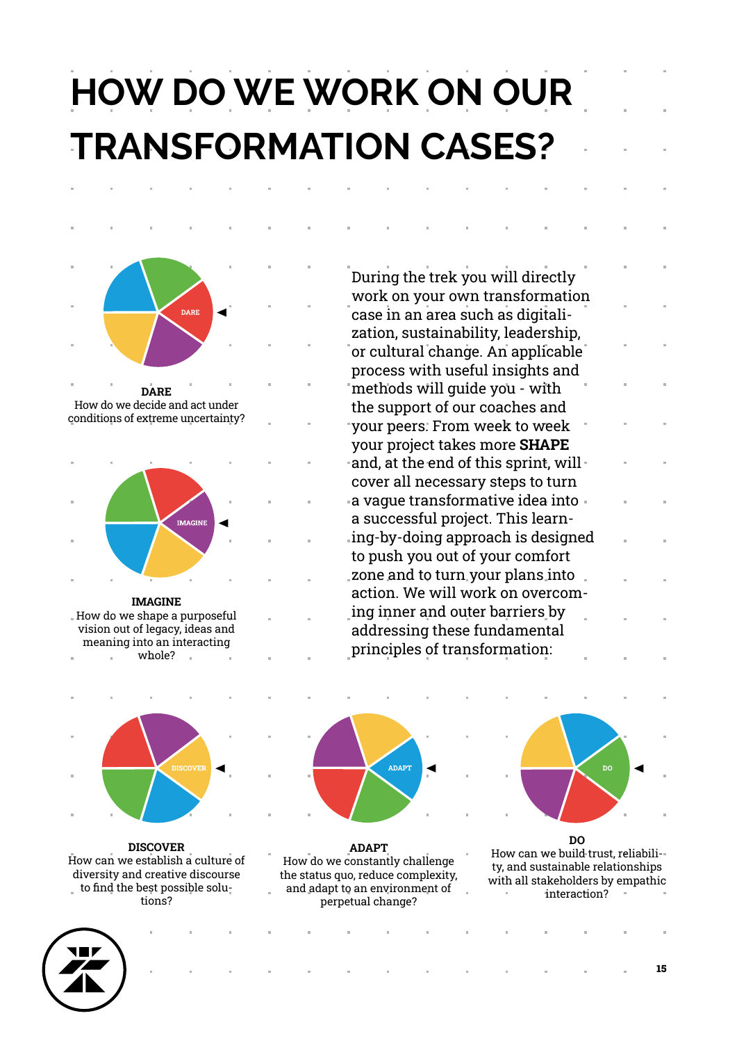# HOW DO WE WORK ON OUR TRANSFORMATION CASES?

During the trek you will directly work on your own transformation case in an area such as digitalization, sustainability, leadership, or cultural change. An applicable process with useful insights and methods will guide you - with the support of our coaches and your peers. From week to week your project takes more **SHAPE** and, at the end of this sprint, will cover all necessary steps to turn a vague transformative idea into a successful project. This learning-by-doing approach is designed to push you out of your comfort zone and to turn your plans into action. We will work on overcoming inner and outer barriers by addressing these fundamental principles of transformation:

**DARE**
How do we decide and act under conditions of extreme uncertainty?

**IMAGINE**
How do we shape a purposeful vision out of legacy, ideas and meaning into an interacting whole?

**DISCOVER**
How can we establish a culture of diversity and creative discourse to find the best possible solutions?

**ADAPT**
How do we constantly challenge the status quo, reduce complexity, and adapt to an environment of perpetual change?

**DO**
How can we build trust, reliability, and sustainable relationships with all stakeholders by empathic interaction?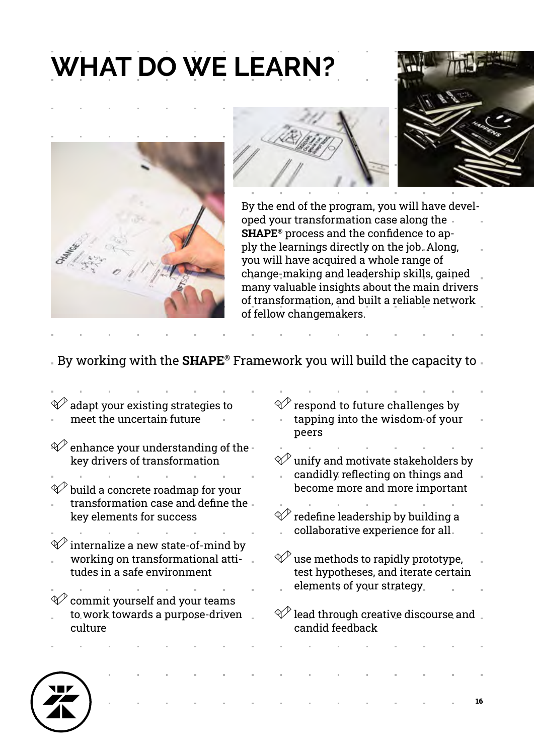# WHAT DO WE LEARN?

By the end of the program, you will have developed your transformation case along the **SHAPE**® process and the confidence to apply the learnings directly on the job. Along, you will have acquired a whole range of change-making and leadership skills, gained many valuable insights about the main drivers of transformation, and built a reliable network of fellow changemakers.

By working with the **SHAPE**® Framework you will build the capacity to

- adapt your existing strategies to meet the uncertain future
- enhance your understanding of the key drivers of transformation
- build a concrete roadmap for your transformation case and define the key elements for success
- internalize a new state-of-mind by working on transformational attitudes in a safe environment
- commit yourself and your teams to work towards a purpose-driven culture
- respond to future challenges by tapping into the wisdom of your peers
- unify and motivate stakeholders by candidly reflecting on things and become more and more important
- redefine leadership by building a collaborative experience for all
- use methods to rapidly prototype, test hypotheses, and iterate certain elements of your strategy
- lead through creative discourse and candid feedback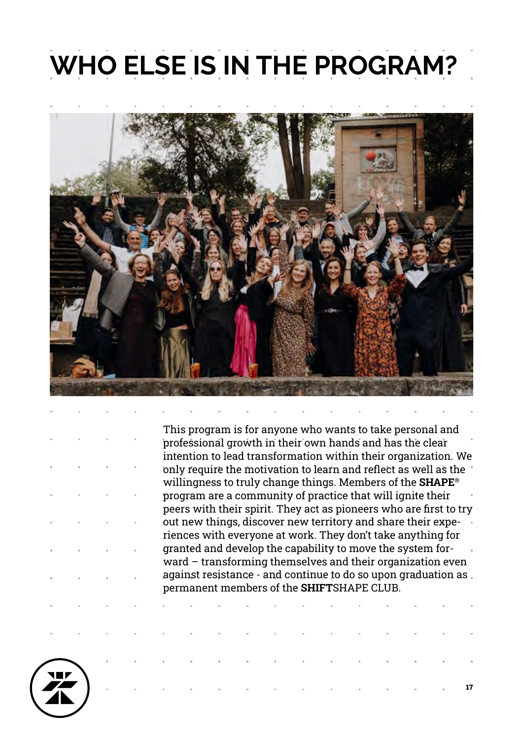# WHO ELSE IS IN THE PROGRAM?

This program is for anyone who wants to take personal and professional growth in their own hands and has the clear intention to lead transformation within their organization. We only require the motivation to learn and reflect as well as the willingness to truly change things. Members of the **SHAPE**® program are a community of practice that will ignite their peers with their spirit. They act as pioneers who are first to try out new things, discover new territory and share their experiences with everyone at work. They don't take anything for granted and develop the capability to move the system forward – transforming themselves and their organization even against resistance - and continue to do so upon graduation as permanent members of the **SHIFT**SHAPE CLUB.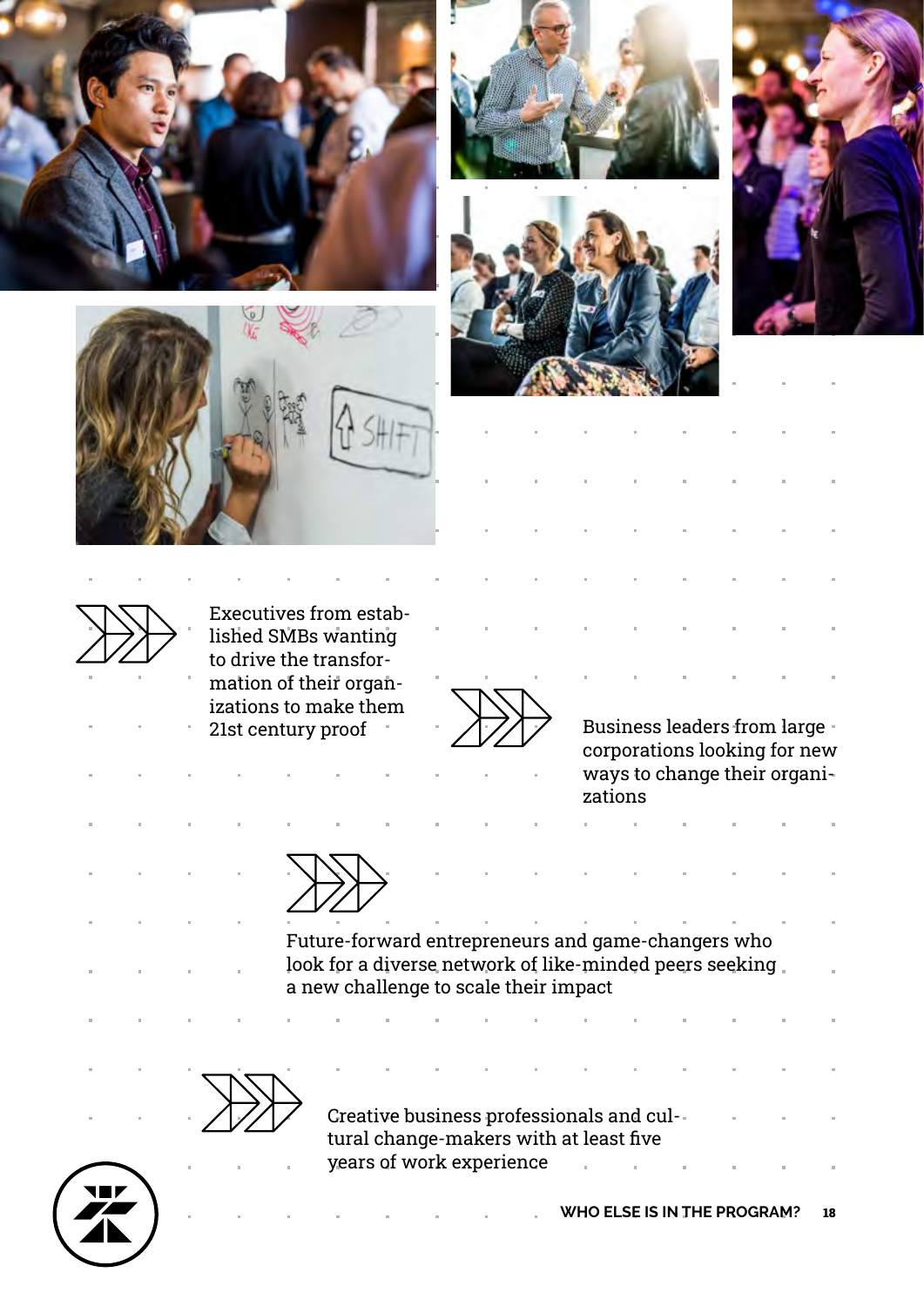- Executives from established SMBs wanting to drive the transformation of their organizations to make them 21st century proof

- Business leaders from large corporations looking for new ways to change their organizations

- Future-forward entrepreneurs and game-changers who look for a diverse network of like-minded peers seeking a new challenge to scale their impact

- Creative business professionals and cultural change-makers with at least five years of work experience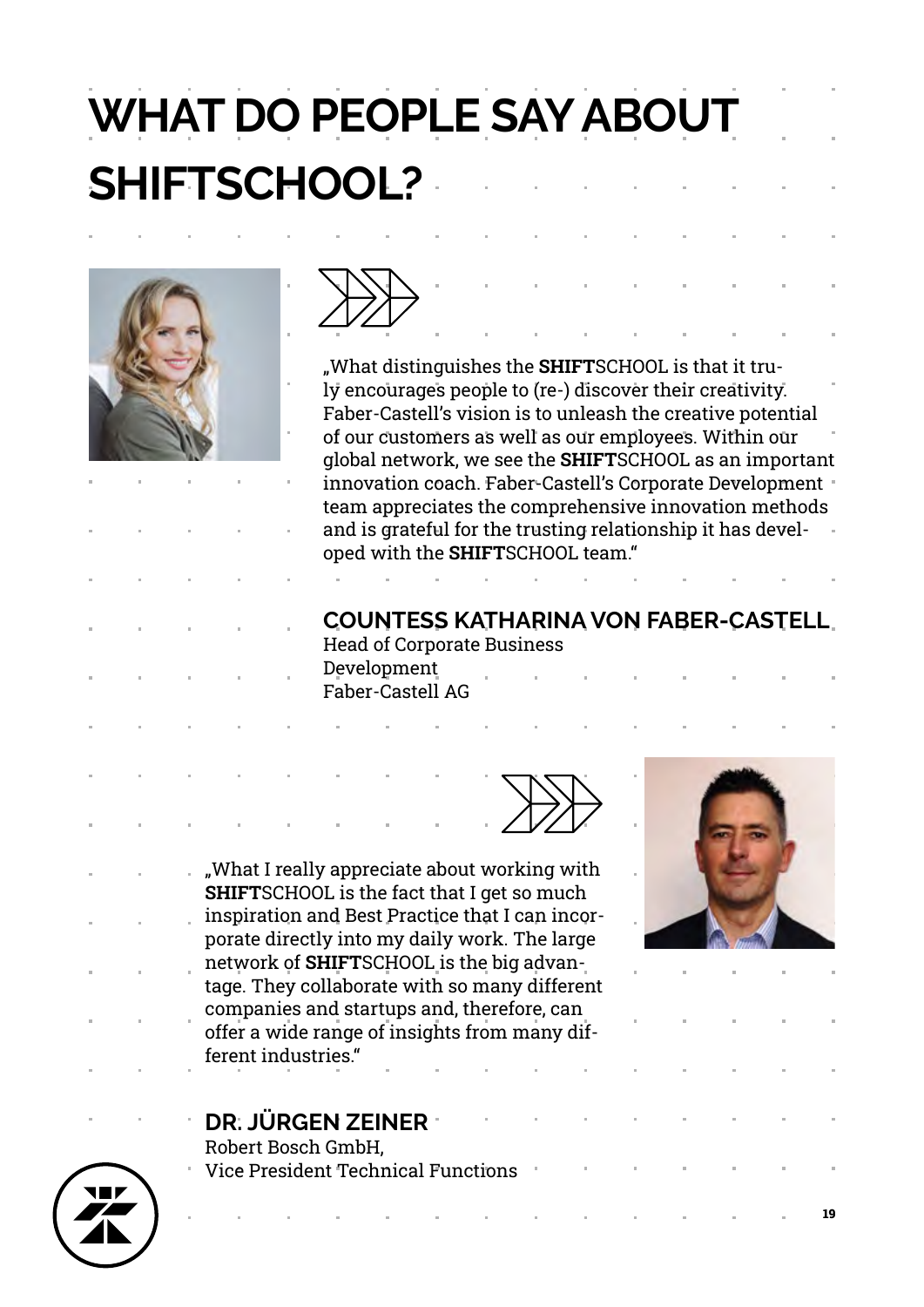# WHAT DO PEOPLE SAY ABOUT SHIFTSCHOOL?

„What distinguishes the **SHIFT**SCHOOL is that it truly encourages people to (re-) discover their creativity. Faber-Castell's vision is to unleash the creative potential of our customers as well as our employees. Within our global network, we see the **SHIFT**SCHOOL as an important innovation coach. Faber-Castell's Corporate Development team appreciates the comprehensive innovation methods and is grateful for the trusting relationship it has developed with the **SHIFT**SCHOOL team."

**COUNTESS KATHARINA VON FABER-CASTELL**
Head of Corporate Business Development
Faber-Castell AG

„What I really appreciate about working with **SHIFT**SCHOOL is the fact that I get so much inspiration and Best Practice that I can incorporate directly into my daily work. The large network of **SHIFT**SCHOOL is the big advantage. They collaborate with so many different companies and startups and, therefore, can offer a wide range of insights from many different industries."

**DR. JÜRGEN ZEINER**
Robert Bosch GmbH,
Vice President Technical Functions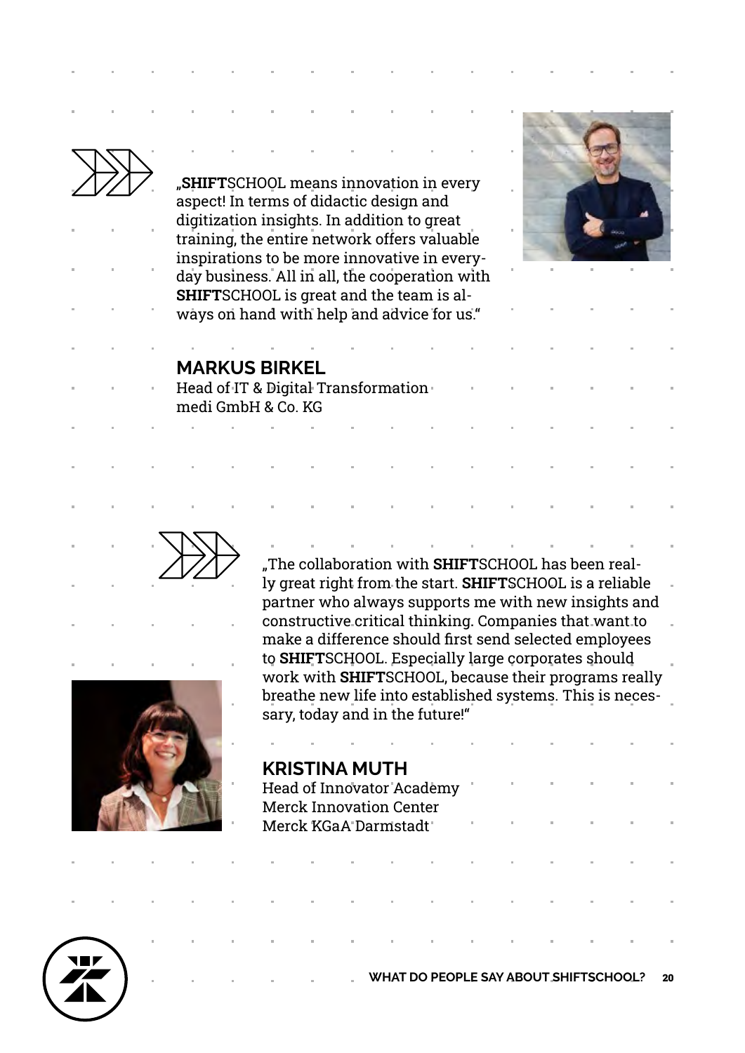„**SHIFT**SCHOOL means innovation in every aspect! In terms of didactic design and digitization insights. In addition to great training, the entire network offers valuable inspirations to be more innovative in everyday business. All in all, the cooperation with **SHIFT**SCHOOL is great and the team is always on hand with help and advice for us."

**MARKUS BIRKEL**
Head of IT & Digital Transformation
medi GmbH & Co. KG

„The collaboration with **SHIFT**SCHOOL has been really great right from the start. **SHIFT**SCHOOL is a reliable partner who always supports me with new insights and constructive critical thinking. Companies that want to make a difference should first send selected employees to **SHIFT**SCHOOL. Especially large corporates should work with **SHIFT**SCHOOL, because their programs really breathe new life into established systems. This is necessary, today and in the future!"

**KRISTINA MUTH**
Head of Innovator Academy
Merck Innovation Center
Merck KGaA Darmstadt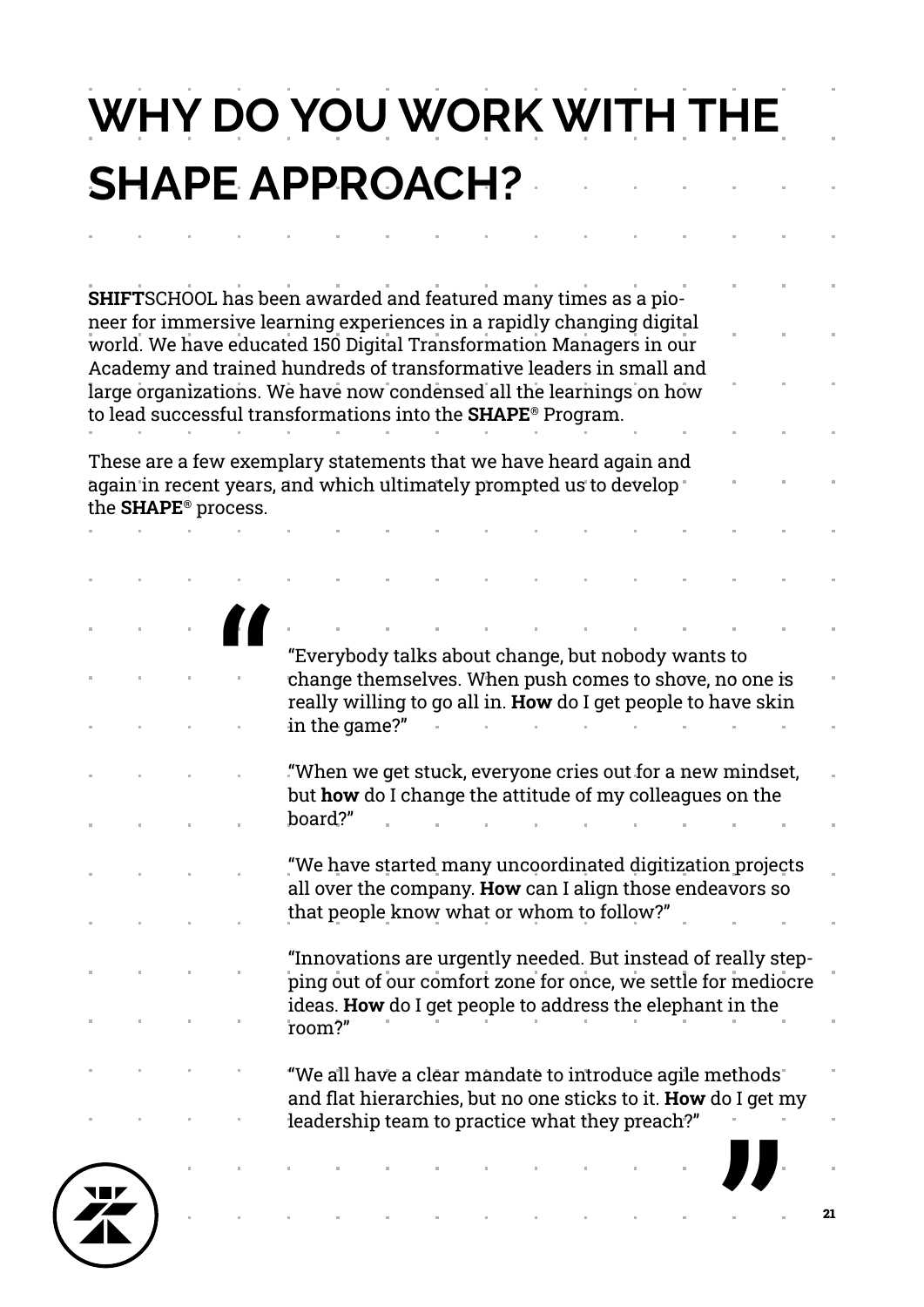# WHY DO YOU WORK WITH THE SHAPE APPROACH?

**SHIFT**SCHOOL has been awarded and featured many times as a pioneer for immersive learning experiences in a rapidly changing digital world. We have educated 150 Digital Transformation Managers in our Academy and trained hundreds of transformative leaders in small and large organizations. We have now condensed all the learnings on how to lead successful transformations into the **SHAPE**® Program.

These are a few exemplary statements that we have heard again and again in recent years, and which ultimately prompted us to develop the **SHAPE**® process.

> "Everybody talks about change, but nobody wants to change themselves. When push comes to shove, no one is really willing to go all in. **How** do I get people to have skin in the game?"
>
> "When we get stuck, everyone cries out for a new mindset, but **how** do I change the attitude of my colleagues on the board?"
>
> "We have started many uncoordinated digitization projects all over the company. **How** can I align those endeavors so that people know what or whom to follow?"
>
> "Innovations are urgently needed. But instead of really stepping out of our comfort zone for once, we settle for mediocre ideas. **How** do I get people to address the elephant in the room?"
>
> "We all have a clear mandate to introduce agile methods and flat hierarchies, but no one sticks to it. **How** do I get my leadership team to practice what they preach?"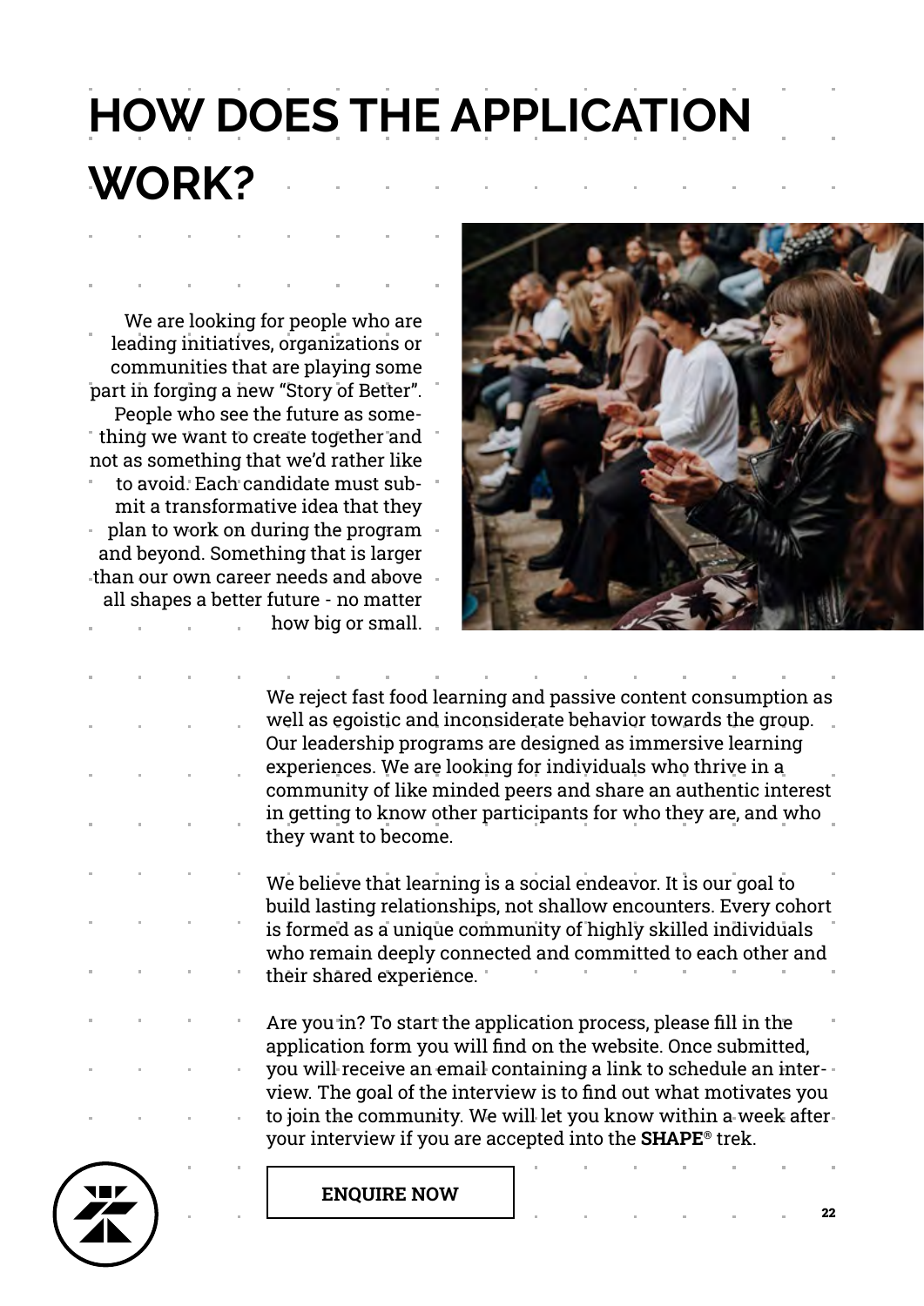# HOW DOES THE APPLICATION WORK?

We are looking for people who are leading initiatives, organizations or communities that are playing some part in forging a new "Story of Better". People who see the future as something we want to create together and not as something that we'd rather like to avoid. Each candidate must submit a transformative idea that they plan to work on during the program and beyond. Something that is larger than our own career needs and above all shapes a better future - no matter how big or small.

We reject fast food learning and passive content consumption as well as egoistic and inconsiderate behavior towards the group. Our leadership programs are designed as immersive learning experiences. We are looking for individuals who thrive in a community of like minded peers and share an authentic interest in getting to know other participants for who they are, and who they want to become.

We believe that learning is a social endeavor. It is our goal to build lasting relationships, not shallow encounters. Every cohort is formed as a unique community of highly skilled individuals who remain deeply connected and committed to each other and their shared experience.

Are you in? To start the application process, please fill in the application form you will find on the website. Once submitted, you will receive an email containing a link to schedule an interview. The goal of the interview is to find out what motivates you to join the community. We will let you know within a week after your interview if you are accepted into the **SHAPE**® trek.

**ENQUIRE NOW**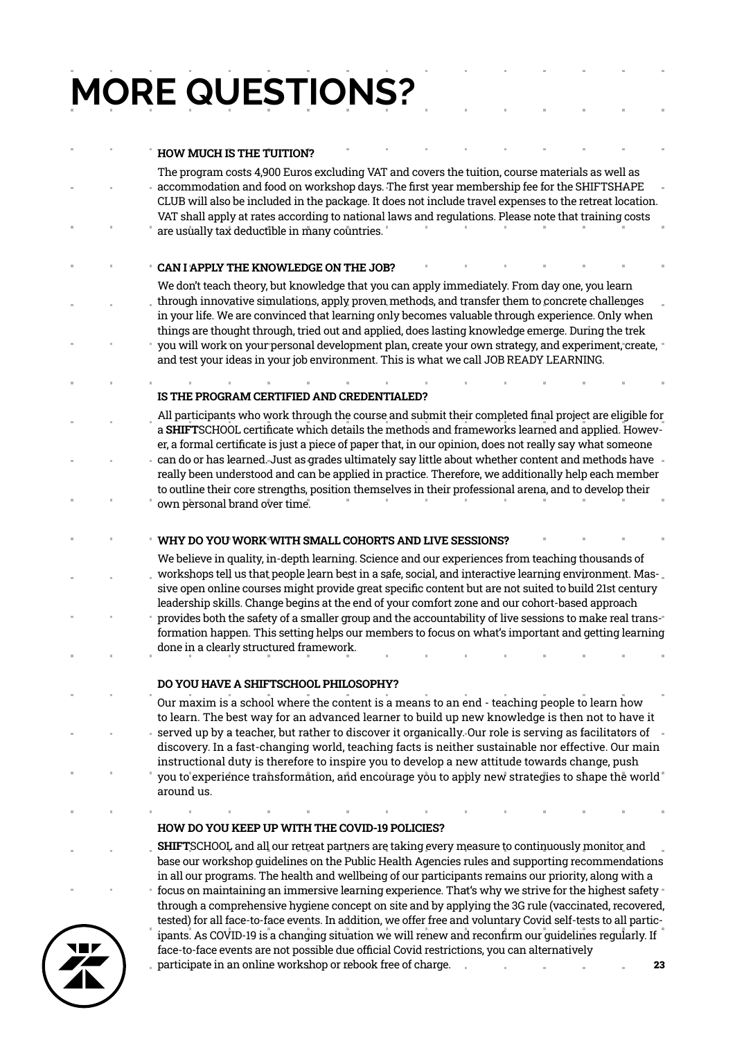# MORE QUESTIONS?

### HOW MUCH IS THE TUITION?

The program costs 4,900 Euros excluding VAT and covers the tuition, course materials as well as accommodation and food on workshop days. The first year membership fee for the SHIFTSHAPE CLUB will also be included in the package. It does not include travel expenses to the retreat location. VAT shall apply at rates according to national laws and regulations. Please note that training costs are usually tax deductible in many countries.

### CAN I APPLY THE KNOWLEDGE ON THE JOB?

We don't teach theory, but knowledge that you can apply immediately. From day one, you learn through innovative simulations, apply proven methods, and transfer them to concrete challenges in your life. We are convinced that learning only becomes valuable through experience. Only when things are thought through, tried out and applied, does lasting knowledge emerge. During the trek you will work on your personal development plan, create your own strategy, and experiment, create, and test your ideas in your job environment. This is what we call JOB READY LEARNING.

### IS THE PROGRAM CERTIFIED AND CREDENTIALED?

All participants who work through the course and submit their completed final project are eligible for a **SHIFT**SCHOOL certificate which details the methods and frameworks learned and applied. However, a formal certificate is just a piece of paper that, in our opinion, does not really say what someone can do or has learned. Just as grades ultimately say little about whether content and methods have really been understood and can be applied in practice. Therefore, we additionally help each member to outline their core strengths, position themselves in their professional arena, and to develop their own personal brand over time.

### WHY DO YOU WORK WITH SMALL COHORTS AND LIVE SESSIONS?

We believe in quality, in-depth learning. Science and our experiences from teaching thousands of workshops tell us that people learn best in a safe, social, and interactive learning environment. Massive open online courses might provide great specific content but are not suited to build 21st century leadership skills. Change begins at the end of your comfort zone and our cohort-based approach provides both the safety of a smaller group and the accountability of live sessions to make real transformation happen. This setting helps our members to focus on what's important and getting learning done in a clearly structured framework.

### DO YOU HAVE A SHIFTSCHOOL PHILOSOPHY?

Our maxim is a school where the content is a means to an end - teaching people to learn how to learn. The best way for an advanced learner to build up new knowledge is then not to have it served up by a teacher, but rather to discover it organically. Our role is serving as facilitators of discovery. In a fast-changing world, teaching facts is neither sustainable nor effective. Our main instructional duty is therefore to inspire you to develop a new attitude towards change, push you to experience transformation, and encourage you to apply new strategies to shape the world around us.

### HOW DO YOU KEEP UP WITH THE COVID-19 POLICIES?

**SHIFT**SCHOOL and all our retreat partners are taking every measure to continuously monitor and base our workshop guidelines on the Public Health Agencies rules and supporting recommendations in all our programs. The health and wellbeing of our participants remains our priority, along with a focus on maintaining an immersive learning experience. That's why we strive for the highest safety through a comprehensive hygiene concept on site and by applying the 3G rule (vaccinated, recovered, tested) for all face-to-face events. In addition, we offer free and voluntary Covid self-tests to all participants. As COVID-19 is a changing situation we will renew and reconfirm our guidelines regularly. If face-to-face events are not possible due official Covid restrictions, you can alternatively participate in an online workshop or rebook free of charge.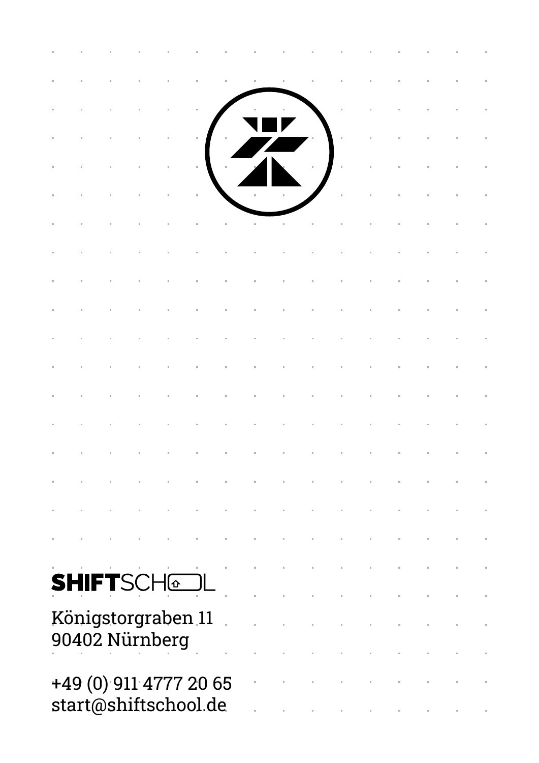**SHIFT**SCHOOL

Königstorgraben 11
90402 Nürnberg

+49 (0) 911 4777 20 65
start@shiftschool.de